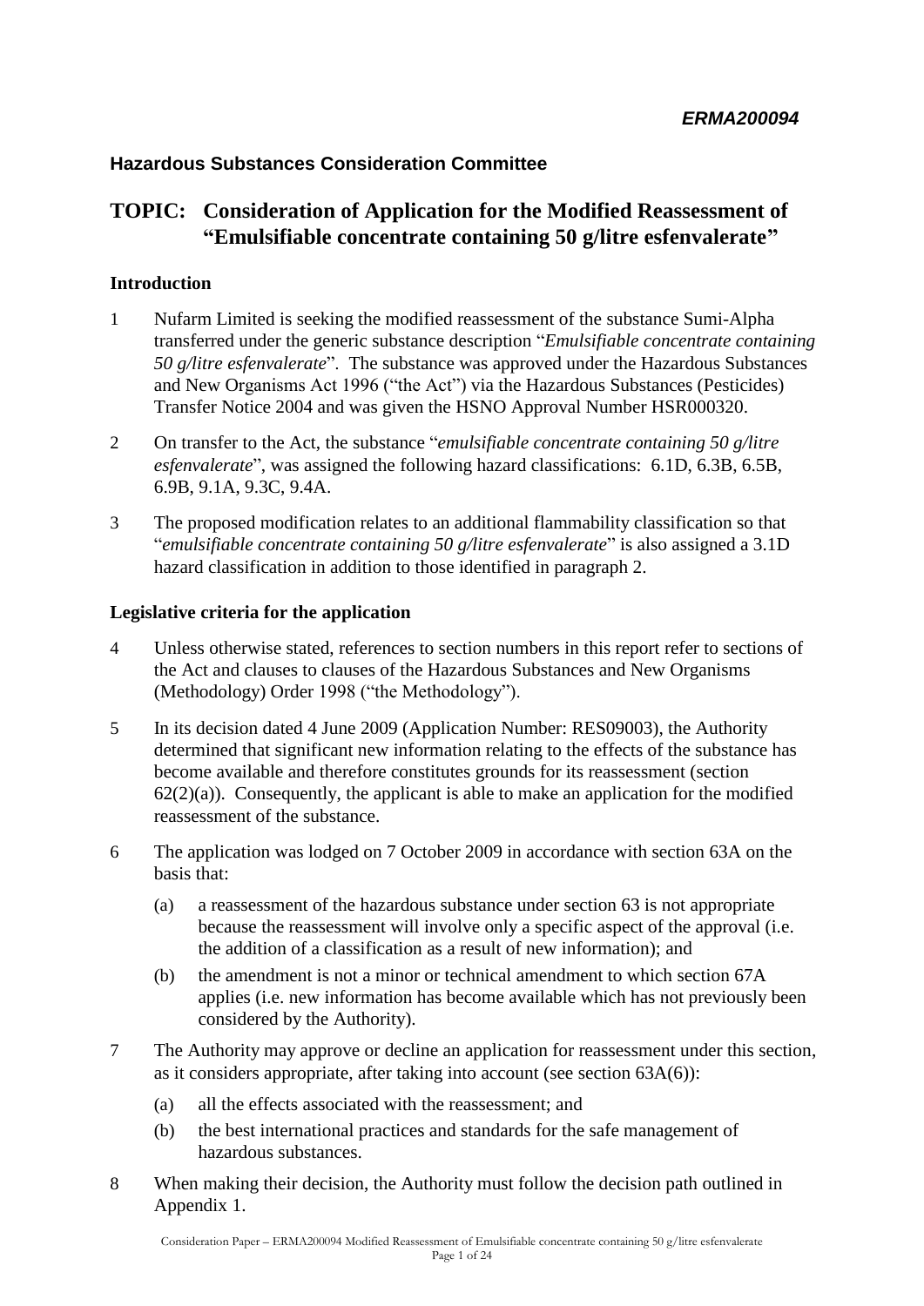***ERMA200094***

**Hazardous Substances Consideration Committee**

# TOPIC: Consideration of Application for the Modified Reassessment of "Emulsifiable concentrate containing 50 g/litre esfenvalerate"

## Introduction

1 Nufarm Limited is seeking the modified reassessment of the substance Sumi-Alpha transferred under the generic substance description "*Emulsifiable concentrate containing 50 g/litre esfenvalerate*". The substance was approved under the Hazardous Substances and New Organisms Act 1996 ("the Act") via the Hazardous Substances (Pesticides) Transfer Notice 2004 and was given the HSNO Approval Number HSR000320.

2 On transfer to the Act, the substance "*emulsifiable concentrate containing 50 g/litre esfenvalerate*", was assigned the following hazard classifications: 6.1D, 6.3B, 6.5B, 6.9B, 9.1A, 9.3C, 9.4A.

3 The proposed modification relates to an additional flammability classification so that "*emulsifiable concentrate containing 50 g/litre esfenvalerate*" is also assigned a 3.1D hazard classification in addition to those identified in paragraph 2.

## Legislative criteria for the application

4 Unless otherwise stated, references to section numbers in this report refer to sections of the Act and clauses to clauses of the Hazardous Substances and New Organisms (Methodology) Order 1998 ("the Methodology").

5 In its decision dated 4 June 2009 (Application Number: RES09003), the Authority determined that significant new information relating to the effects of the substance has become available and therefore constitutes grounds for its reassessment (section 62(2)(a)). Consequently, the applicant is able to make an application for the modified reassessment of the substance.

6 The application was lodged on 7 October 2009 in accordance with section 63A on the basis that:

   (a) a reassessment of the hazardous substance under section 63 is not appropriate because the reassessment will involve only a specific aspect of the approval (i.e. the addition of a classification as a result of new information); and

   (b) the amendment is not a minor or technical amendment to which section 67A applies (i.e. new information has become available which has not previously been considered by the Authority).

7 The Authority may approve or decline an application for reassessment under this section, as it considers appropriate, after taking into account (see section 63A(6)):

   (a) all the effects associated with the reassessment; and

   (b) the best international practices and standards for the safe management of hazardous substances.

8 When making their decision, the Authority must follow the decision path outlined in Appendix 1.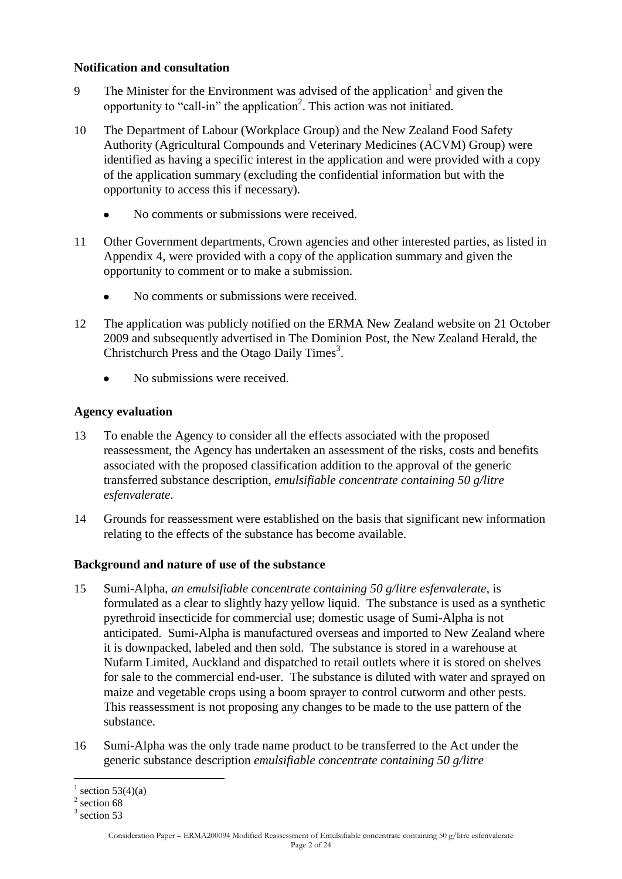## Notification and consultation

9 The Minister for the Environment was advised of the application[1] and given the opportunity to "call-in" the application[2]. This action was not initiated.

10 The Department of Labour (Workplace Group) and the New Zealand Food Safety Authority (Agricultural Compounds and Veterinary Medicines (ACVM) Group) were identified as having a specific interest in the application and were provided with a copy of the application summary (excluding the confidential information but with the opportunity to access this if necessary).

- No comments or submissions were received.

11 Other Government departments, Crown agencies and other interested parties, as listed in Appendix 4, were provided with a copy of the application summary and given the opportunity to comment or to make a submission.

- No comments or submissions were received.

12 The application was publicly notified on the ERMA New Zealand website on 21 October 2009 and subsequently advertised in The Dominion Post, the New Zealand Herald, the Christchurch Press and the Otago Daily Times[3].

- No submissions were received.

## Agency evaluation

13 To enable the Agency to consider all the effects associated with the proposed reassessment, the Agency has undertaken an assessment of the risks, costs and benefits associated with the proposed classification addition to the approval of the generic transferred substance description, *emulsifiable concentrate containing 50 g/litre esfenvalerate*.

14 Grounds for reassessment were established on the basis that significant new information relating to the effects of the substance has become available.

## Background and nature of use of the substance

15 Sumi-Alpha, *an emulsifiable concentrate containing 50 g/litre esfenvalerate*, is formulated as a clear to slightly hazy yellow liquid. The substance is used as a synthetic pyrethroid insecticide for commercial use; domestic usage of Sumi-Alpha is not anticipated. Sumi-Alpha is manufactured overseas and imported to New Zealand where it is downpacked, labeled and then sold. The substance is stored in a warehouse at Nufarm Limited, Auckland and dispatched to retail outlets where it is stored on shelves for sale to the commercial end-user. The substance is diluted with water and sprayed on maize and vegetable crops using a boom sprayer to control cutworm and other pests. This reassessment is not proposing any changes to be made to the use pattern of the substance.

16 Sumi-Alpha was the only trade name product to be transferred to the Act under the generic substance description *emulsifiable concentrate containing 50 g/litre*

---

[1] section 53(4)(a)

[2] section 68

[3] section 53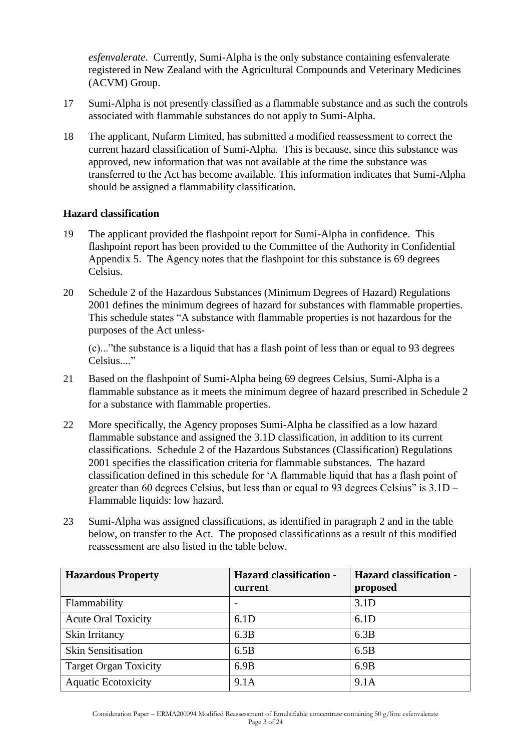*esfenvalerate*. Currently, Sumi-Alpha is the only substance containing esfenvalerate registered in New Zealand with the Agricultural Compounds and Veterinary Medicines (ACVM) Group.

17 Sumi-Alpha is not presently classified as a flammable substance and as such the controls associated with flammable substances do not apply to Sumi-Alpha.

18 The applicant, Nufarm Limited, has submitted a modified reassessment to correct the current hazard classification of Sumi-Alpha. This is because, since this substance was approved, new information that was not available at the time the substance was transferred to the Act has become available. This information indicates that Sumi-Alpha should be assigned a flammability classification.

**Hazard classification**

19 The applicant provided the flashpoint report for Sumi-Alpha in confidence. This flashpoint report has been provided to the Committee of the Authority in Confidential Appendix 5. The Agency notes that the flashpoint for this substance is 69 degrees Celsius.

20 Schedule 2 of the Hazardous Substances (Minimum Degrees of Hazard) Regulations 2001 defines the minimum degrees of hazard for substances with flammable properties. This schedule states "A substance with flammable properties is not hazardous for the purposes of the Act unless-

(c)..."the substance is a liquid that has a flash point of less than or equal to 93 degrees Celsius...."

21 Based on the flashpoint of Sumi-Alpha being 69 degrees Celsius, Sumi-Alpha is a flammable substance as it meets the minimum degree of hazard prescribed in Schedule 2 for a substance with flammable properties.

22 More specifically, the Agency proposes Sumi-Alpha be classified as a low hazard flammable substance and assigned the 3.1D classification, in addition to its current classifications. Schedule 2 of the Hazardous Substances (Classification) Regulations 2001 specifies the classification criteria for flammable substances. The hazard classification defined in this schedule for 'A flammable liquid that has a flash point of greater than 60 degrees Celsius, but less than or equal to 93 degrees Celsius" is 3.1D – Flammable liquids: low hazard.

23 Sumi-Alpha was assigned classifications, as identified in paragraph 2 and in the table below, on transfer to the Act. The proposed classifications as a result of this modified reassessment are also listed in the table below.

| Hazardous Property | Hazard classification - current | Hazard classification - proposed |
|---|---|---|
| Flammability | - | 3.1D |
| Acute Oral Toxicity | 6.1D | 6.1D |
| Skin Irritancy | 6.3B | 6.3B |
| Skin Sensitisation | 6.5B | 6.5B |
| Target Organ Toxicity | 6.9B | 6.9B |
| Aquatic Ecotoxicity | 9.1A | 9.1A |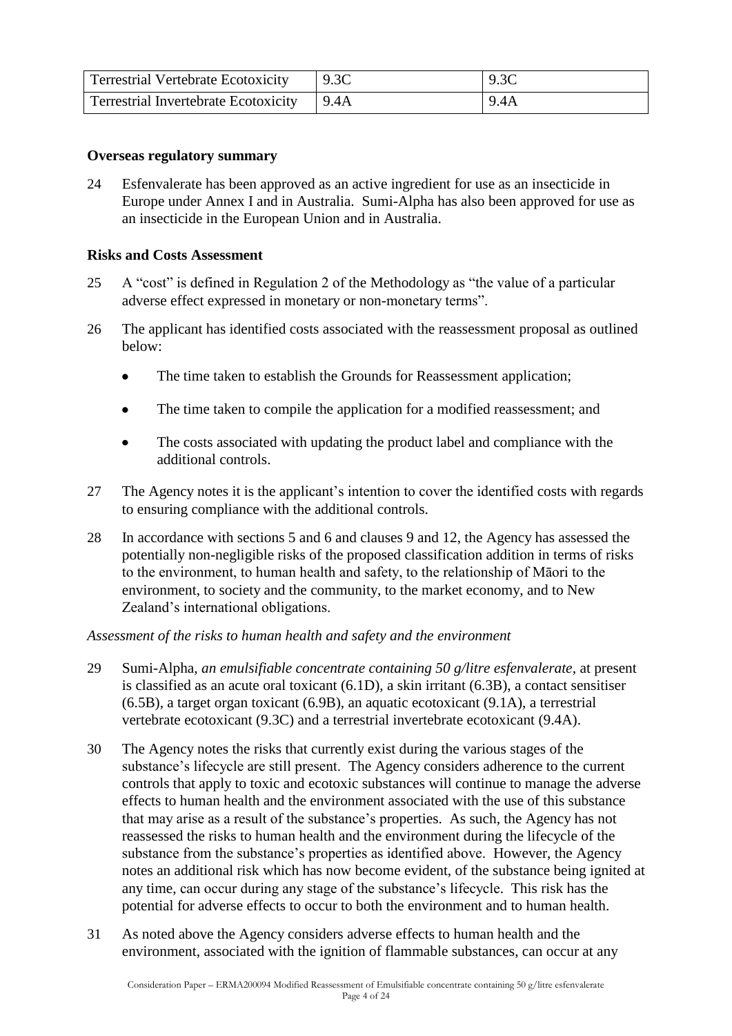| Terrestrial Vertebrate Ecotoxicity | 9.3C | 9.3C |
| --- | --- | --- |
| Terrestrial Invertebrate Ecotoxicity | 9.4A | 9.4A |

**Overseas regulatory summary**

24 Esfenvalerate has been approved as an active ingredient for use as an insecticide in Europe under Annex I and in Australia. Sumi-Alpha has also been approved for use as an insecticide in the European Union and in Australia.

**Risks and Costs Assessment**

25 A "cost" is defined in Regulation 2 of the Methodology as "the value of a particular adverse effect expressed in monetary or non-monetary terms".

26 The applicant has identified costs associated with the reassessment proposal as outlined below:

- The time taken to establish the Grounds for Reassessment application;
- The time taken to compile the application for a modified reassessment; and
- The costs associated with updating the product label and compliance with the additional controls.

27 The Agency notes it is the applicant's intention to cover the identified costs with regards to ensuring compliance with the additional controls.

28 In accordance with sections 5 and 6 and clauses 9 and 12, the Agency has assessed the potentially non-negligible risks of the proposed classification addition in terms of risks to the environment, to human health and safety, to the relationship of Māori to the environment, to society and the community, to the market economy, and to New Zealand's international obligations.

*Assessment of the risks to human health and safety and the environment*

29 Sumi-Alpha, *an emulsifiable concentrate containing 50 g/litre esfenvalerate*, at present is classified as an acute oral toxicant (6.1D), a skin irritant (6.3B), a contact sensitiser (6.5B), a target organ toxicant (6.9B), an aquatic ecotoxicant (9.1A), a terrestrial vertebrate ecotoxicant (9.3C) and a terrestrial invertebrate ecotoxicant (9.4A).

30 The Agency notes the risks that currently exist during the various stages of the substance's lifecycle are still present. The Agency considers adherence to the current controls that apply to toxic and ecotoxic substances will continue to manage the adverse effects to human health and the environment associated with the use of this substance that may arise as a result of the substance's properties. As such, the Agency has not reassessed the risks to human health and the environment during the lifecycle of the substance from the substance's properties as identified above. However, the Agency notes an additional risk which has now become evident, of the substance being ignited at any time, can occur during any stage of the substance's lifecycle. This risk has the potential for adverse effects to occur to both the environment and to human health.

31 As noted above the Agency considers adverse effects to human health and the environment, associated with the ignition of flammable substances, can occur at any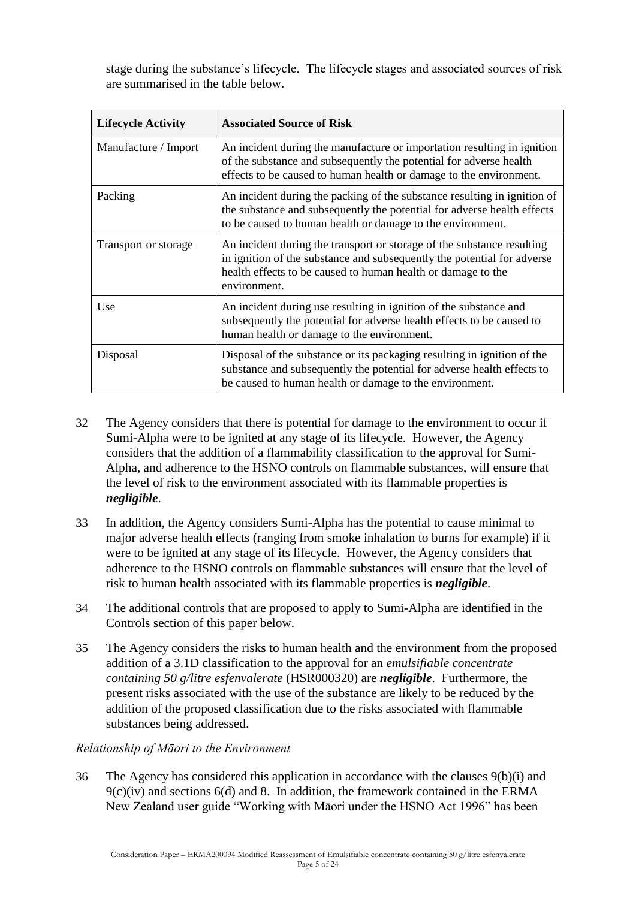stage during the substance's lifecycle. The lifecycle stages and associated sources of risk are summarised in the table below.

| Lifecycle Activity | Associated Source of Risk |
|---|---|
| Manufacture / Import | An incident during the manufacture or importation resulting in ignition of the substance and subsequently the potential for adverse health effects to be caused to human health or damage to the environment. |
| Packing | An incident during the packing of the substance resulting in ignition of the substance and subsequently the potential for adverse health effects to be caused to human health or damage to the environment. |
| Transport or storage | An incident during the transport or storage of the substance resulting in ignition of the substance and subsequently the potential for adverse health effects to be caused to human health or damage to the environment. |
| Use | An incident during use resulting in ignition of the substance and subsequently the potential for adverse health effects to be caused to human health or damage to the environment. |
| Disposal | Disposal of the substance or its packaging resulting in ignition of the substance and subsequently the potential for adverse health effects to be caused to human health or damage to the environment. |

32 The Agency considers that there is potential for damage to the environment to occur if Sumi-Alpha were to be ignited at any stage of its lifecycle. However, the Agency considers that the addition of a flammability classification to the approval for Sumi-Alpha, and adherence to the HSNO controls on flammable substances, will ensure that the level of risk to the environment associated with its flammable properties is ***negligible***.

33 In addition, the Agency considers Sumi-Alpha has the potential to cause minimal to major adverse health effects (ranging from smoke inhalation to burns for example) if it were to be ignited at any stage of its lifecycle. However, the Agency considers that adherence to the HSNO controls on flammable substances will ensure that the level of risk to human health associated with its flammable properties is ***negligible***.

34 The additional controls that are proposed to apply to Sumi-Alpha are identified in the Controls section of this paper below.

35 The Agency considers the risks to human health and the environment from the proposed addition of a 3.1D classification to the approval for an *emulsifiable concentrate containing 50 g/litre esfenvalerate* (HSR000320) are ***negligible***. Furthermore, the present risks associated with the use of the substance are likely to be reduced by the addition of the proposed classification due to the risks associated with flammable substances being addressed.

*Relationship of Māori to the Environment*

36 The Agency has considered this application in accordance with the clauses 9(b)(i) and 9(c)(iv) and sections 6(d) and 8. In addition, the framework contained in the ERMA New Zealand user guide "Working with Māori under the HSNO Act 1996" has been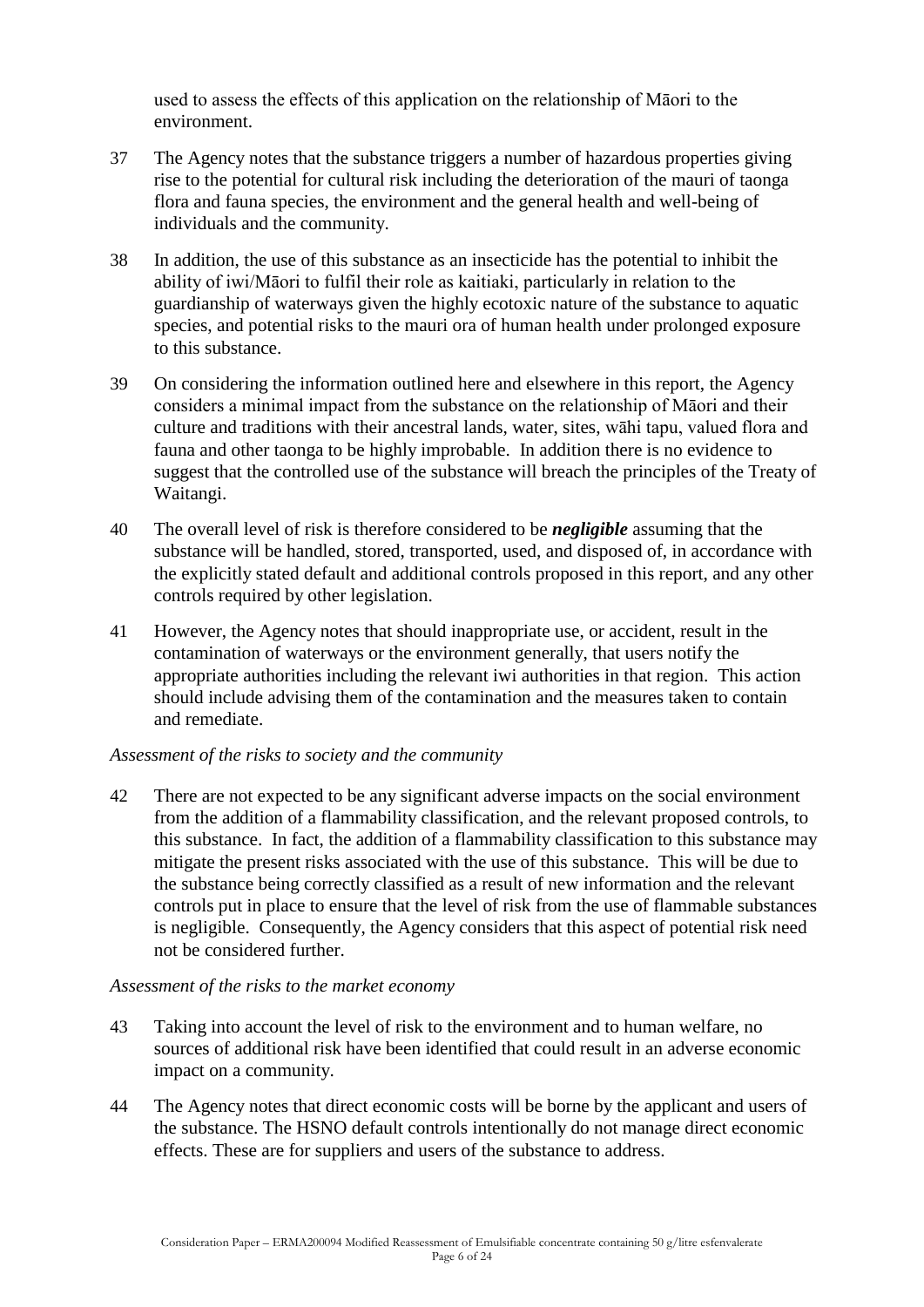used to assess the effects of this application on the relationship of Māori to the environment.

37 The Agency notes that the substance triggers a number of hazardous properties giving rise to the potential for cultural risk including the deterioration of the mauri of taonga flora and fauna species, the environment and the general health and well-being of individuals and the community.

38 In addition, the use of this substance as an insecticide has the potential to inhibit the ability of iwi/Māori to fulfil their role as kaitiaki, particularly in relation to the guardianship of waterways given the highly ecotoxic nature of the substance to aquatic species, and potential risks to the mauri ora of human health under prolonged exposure to this substance.

39 On considering the information outlined here and elsewhere in this report, the Agency considers a minimal impact from the substance on the relationship of Māori and their culture and traditions with their ancestral lands, water, sites, wāhi tapu, valued flora and fauna and other taonga to be highly improbable. In addition there is no evidence to suggest that the controlled use of the substance will breach the principles of the Treaty of Waitangi.

40 The overall level of risk is therefore considered to be ***negligible*** assuming that the substance will be handled, stored, transported, used, and disposed of, in accordance with the explicitly stated default and additional controls proposed in this report, and any other controls required by other legislation.

41 However, the Agency notes that should inappropriate use, or accident, result in the contamination of waterways or the environment generally, that users notify the appropriate authorities including the relevant iwi authorities in that region. This action should include advising them of the contamination and the measures taken to contain and remediate.

*Assessment of the risks to society and the community*

42 There are not expected to be any significant adverse impacts on the social environment from the addition of a flammability classification, and the relevant proposed controls, to this substance. In fact, the addition of a flammability classification to this substance may mitigate the present risks associated with the use of this substance. This will be due to the substance being correctly classified as a result of new information and the relevant controls put in place to ensure that the level of risk from the use of flammable substances is negligible. Consequently, the Agency considers that this aspect of potential risk need not be considered further.

*Assessment of the risks to the market economy*

43 Taking into account the level of risk to the environment and to human welfare, no sources of additional risk have been identified that could result in an adverse economic impact on a community.

44 The Agency notes that direct economic costs will be borne by the applicant and users of the substance. The HSNO default controls intentionally do not manage direct economic effects. These are for suppliers and users of the substance to address.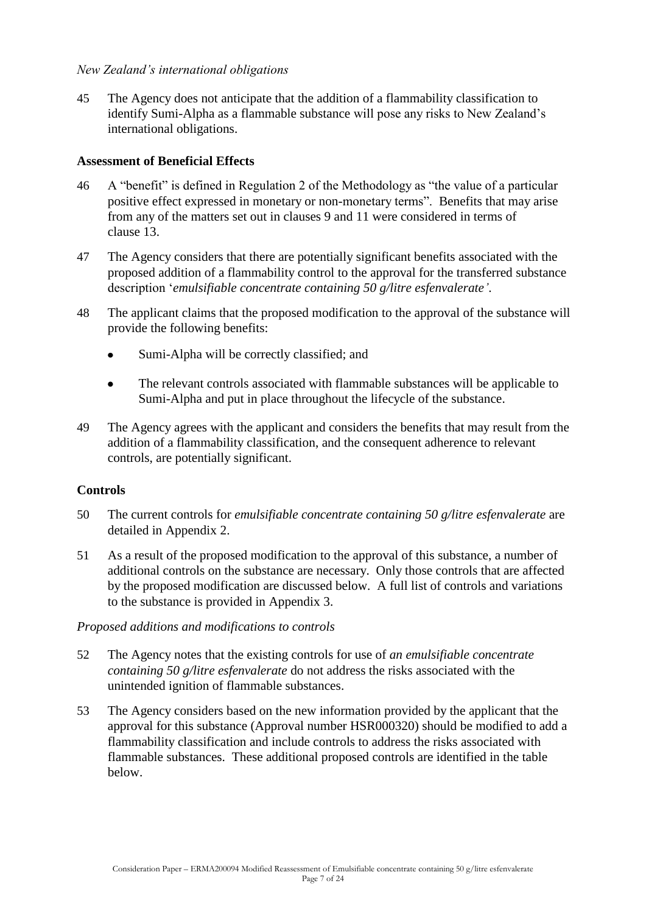*New Zealand's international obligations*

45 The Agency does not anticipate that the addition of a flammability classification to identify Sumi-Alpha as a flammable substance will pose any risks to New Zealand's international obligations.

### Assessment of Beneficial Effects

46 A "benefit" is defined in Regulation 2 of the Methodology as "the value of a particular positive effect expressed in monetary or non-monetary terms". Benefits that may arise from any of the matters set out in clauses 9 and 11 were considered in terms of clause 13.

47 The Agency considers that there are potentially significant benefits associated with the proposed addition of a flammability control to the approval for the transferred substance description '*emulsifiable concentrate containing 50 g/litre esfenvalerate'*.

48 The applicant claims that the proposed modification to the approval of the substance will provide the following benefits:

- Sumi-Alpha will be correctly classified; and
- The relevant controls associated with flammable substances will be applicable to Sumi-Alpha and put in place throughout the lifecycle of the substance.

49 The Agency agrees with the applicant and considers the benefits that may result from the addition of a flammability classification, and the consequent adherence to relevant controls, are potentially significant.

### Controls

50 The current controls for *emulsifiable concentrate containing 50 g/litre esfenvalerate* are detailed in Appendix 2.

51 As a result of the proposed modification to the approval of this substance, a number of additional controls on the substance are necessary. Only those controls that are affected by the proposed modification are discussed below. A full list of controls and variations to the substance is provided in Appendix 3.

*Proposed additions and modifications to controls*

52 The Agency notes that the existing controls for use of *an emulsifiable concentrate containing 50 g/litre esfenvalerate* do not address the risks associated with the unintended ignition of flammable substances.

53 The Agency considers based on the new information provided by the applicant that the approval for this substance (Approval number HSR000320) should be modified to add a flammability classification and include controls to address the risks associated with flammable substances. These additional proposed controls are identified in the table below.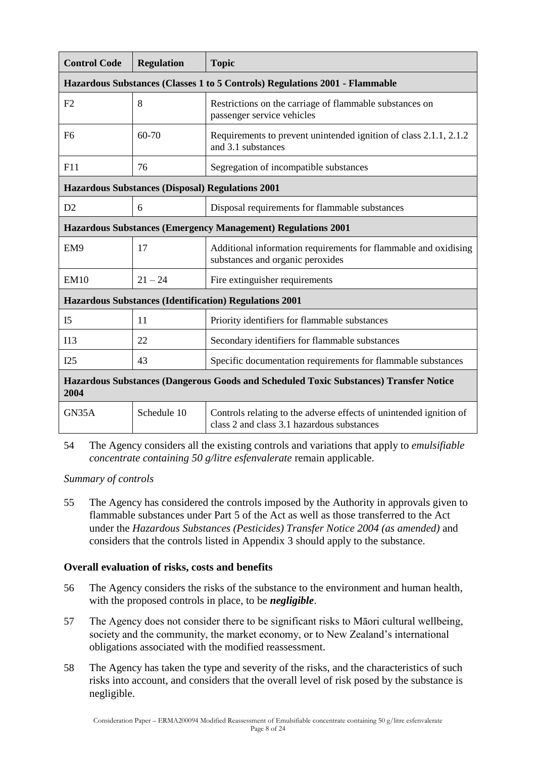| Control Code | Regulation | Topic |
|---|---|---|
| **Hazardous Substances (Classes 1 to 5 Controls) Regulations 2001 - Flammable** | | |
| F2 | 8 | Restrictions on the carriage of flammable substances on passenger service vehicles |
| F6 | 60-70 | Requirements to prevent unintended ignition of class 2.1.1, 2.1.2 and 3.1 substances |
| F11 | 76 | Segregation of incompatible substances |
| **Hazardous Substances (Disposal) Regulations 2001** | | |
| D2 | 6 | Disposal requirements for flammable substances |
| **Hazardous Substances (Emergency Management) Regulations 2001** | | |
| EM9 | 17 | Additional information requirements for flammable and oxidising substances and organic peroxides |
| EM10 | 21 – 24 | Fire extinguisher requirements |
| **Hazardous Substances (Identification) Regulations 2001** | | |
| I5 | 11 | Priority identifiers for flammable substances |
| I13 | 22 | Secondary identifiers for flammable substances |
| I25 | 43 | Specific documentation requirements for flammable substances |
| **Hazardous Substances (Dangerous Goods and Scheduled Toxic Substances) Transfer Notice 2004** | | |
| GN35A | Schedule 10 | Controls relating to the adverse effects of unintended ignition of class 2 and class 3.1 hazardous substances |

54 The Agency considers all the existing controls and variations that apply to *emulsifiable concentrate containing 50 g/litre esfenvalerate* remain applicable.

*Summary of controls*

55 The Agency has considered the controls imposed by the Authority in approvals given to flammable substances under Part 5 of the Act as well as those transferred to the Act under the *Hazardous Substances (Pesticides) Transfer Notice 2004 (as amended)* and considers that the controls listed in Appendix 3 should apply to the substance.

### Overall evaluation of risks, costs and benefits

56 The Agency considers the risks of the substance to the environment and human health, with the proposed controls in place, to be ***negligible***.

57 The Agency does not consider there to be significant risks to Māori cultural wellbeing, society and the community, the market economy, or to New Zealand's international obligations associated with the modified reassessment.

58 The Agency has taken the type and severity of the risks, and the characteristics of such risks into account, and considers that the overall level of risk posed by the substance is negligible.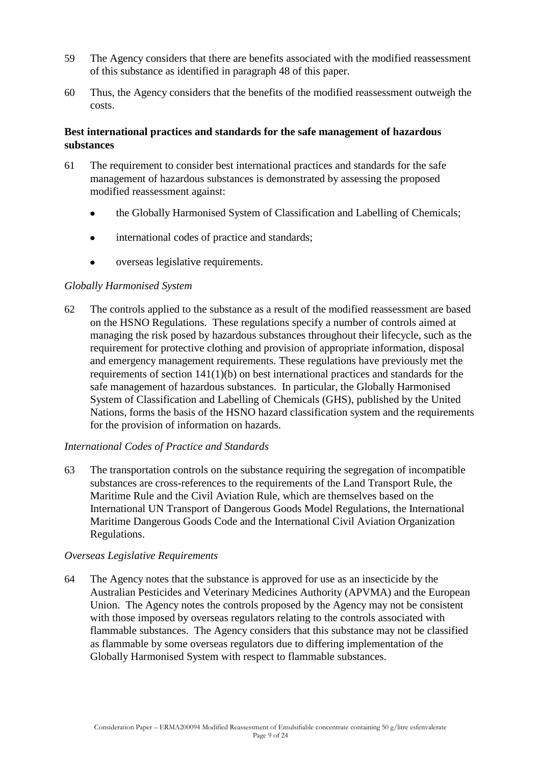59 The Agency considers that there are benefits associated with the modified reassessment of this substance as identified in paragraph 48 of this paper.

60 Thus, the Agency considers that the benefits of the modified reassessment outweigh the costs.

**Best international practices and standards for the safe management of hazardous substances**

61 The requirement to consider best international practices and standards for the safe management of hazardous substances is demonstrated by assessing the proposed modified reassessment against:

- the Globally Harmonised System of Classification and Labelling of Chemicals;
- international codes of practice and standards;
- overseas legislative requirements.

*Globally Harmonised System*

62 The controls applied to the substance as a result of the modified reassessment are based on the HSNO Regulations. These regulations specify a number of controls aimed at managing the risk posed by hazardous substances throughout their lifecycle, such as the requirement for protective clothing and provision of appropriate information, disposal and emergency management requirements. These regulations have previously met the requirements of section 141(1)(b) on best international practices and standards for the safe management of hazardous substances. In particular, the Globally Harmonised System of Classification and Labelling of Chemicals (GHS), published by the United Nations, forms the basis of the HSNO hazard classification system and the requirements for the provision of information on hazards.

*International Codes of Practice and Standards*

63 The transportation controls on the substance requiring the segregation of incompatible substances are cross-references to the requirements of the Land Transport Rule, the Maritime Rule and the Civil Aviation Rule, which are themselves based on the International UN Transport of Dangerous Goods Model Regulations, the International Maritime Dangerous Goods Code and the International Civil Aviation Organization Regulations.

*Overseas Legislative Requirements*

64 The Agency notes that the substance is approved for use as an insecticide by the Australian Pesticides and Veterinary Medicines Authority (APVMA) and the European Union. The Agency notes the controls proposed by the Agency may not be consistent with those imposed by overseas regulators relating to the controls associated with flammable substances. The Agency considers that this substance may not be classified as flammable by some overseas regulators due to differing implementation of the Globally Harmonised System with respect to flammable substances.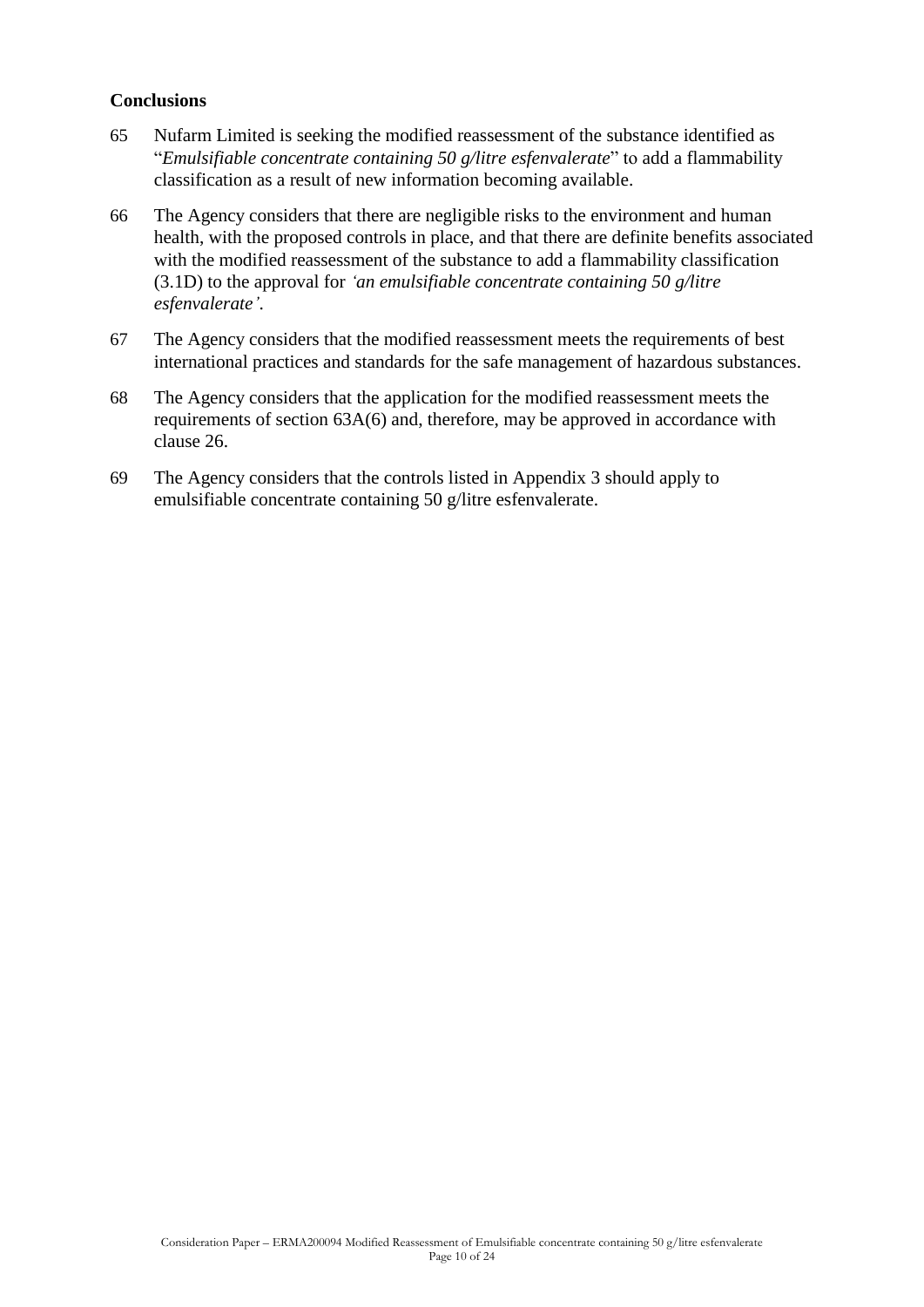**Conclusions**

65 Nufarm Limited is seeking the modified reassessment of the substance identified as "*Emulsifiable concentrate containing 50 g/litre esfenvalerate*" to add a flammability classification as a result of new information becoming available.

66 The Agency considers that there are negligible risks to the environment and human health, with the proposed controls in place, and that there are definite benefits associated with the modified reassessment of the substance to add a flammability classification (3.1D) to the approval for *'an emulsifiable concentrate containing 50 g/litre esfenvalerate'*.

67 The Agency considers that the modified reassessment meets the requirements of best international practices and standards for the safe management of hazardous substances.

68 The Agency considers that the application for the modified reassessment meets the requirements of section 63A(6) and, therefore, may be approved in accordance with clause 26.

69 The Agency considers that the controls listed in Appendix 3 should apply to emulsifiable concentrate containing 50 g/litre esfenvalerate.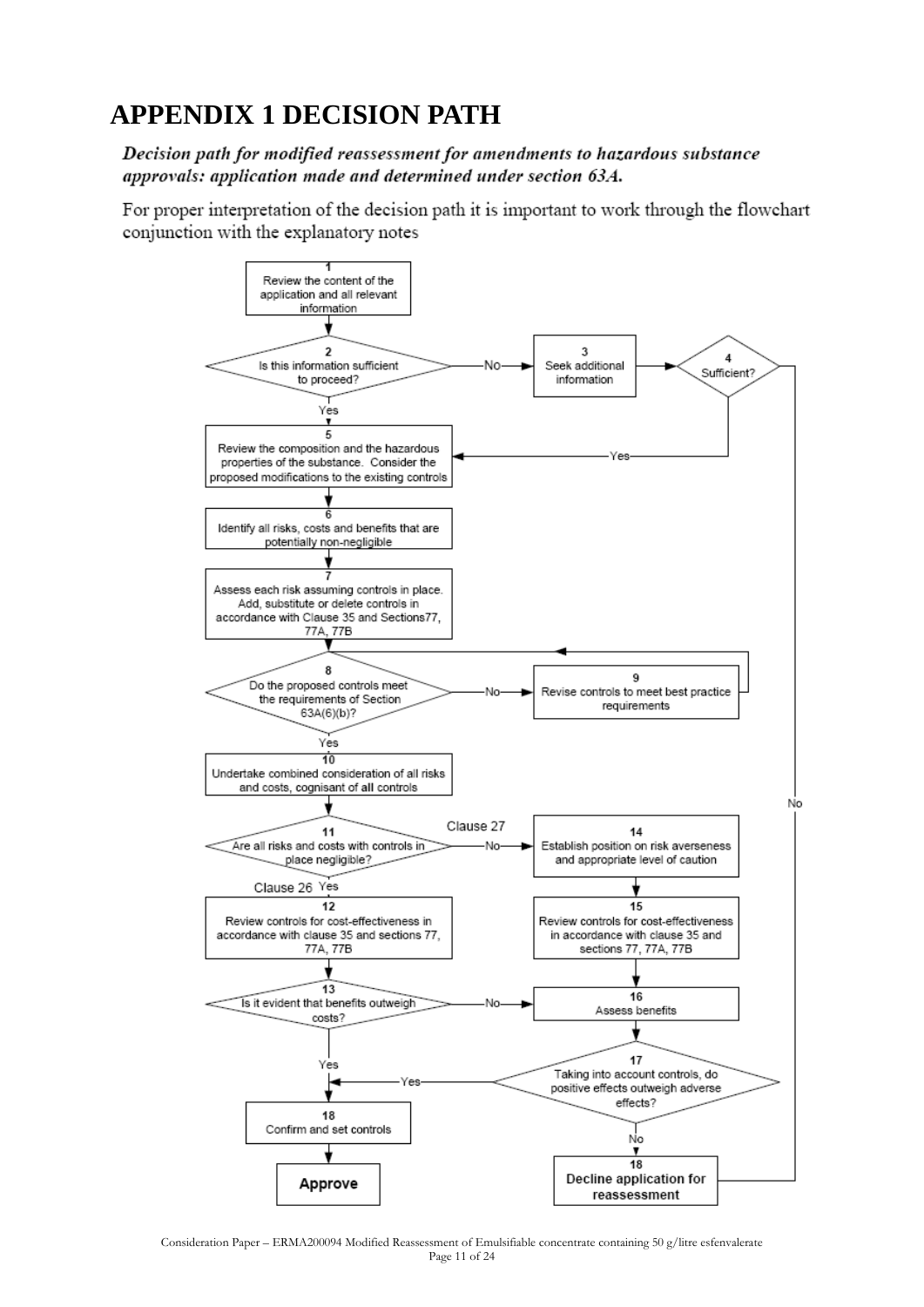# APPENDIX 1 DECISION PATH

***Decision path for modified reassessment for amendments to hazardous substance approvals: application made and determined under section 63A.***

For proper interpretation of the decision path it is important to work through the flowchart conjunction with the explanatory notes

1. Review the content of the application and all relevant information
2. Is this information sufficient to proceed? — Yes → 5; No → 3
3. Seek additional information
4. Sufficient? — Yes → 5; No → 18 Decline application for reassessment
5. Review the composition and the hazardous properties of the substance. Consider the proposed modifications to the existing controls
6. Identify all risks, costs and benefits that are potentially non-negligible
7. Assess each risk assuming controls in place. Add, substitute or delete controls in accordance with Clause 35 and Sections77, 77A, 77B
8. Do the proposed controls meet the requirements of Section 63A(6)(b)? — Yes → 10; No → 9
9. Revise controls to meet best practice requirements (→ 8)
10. Undertake combined consideration of all risks and costs, cognisant of all controls
11. Are all risks and costs with controls in place negligible? — Yes (Clause 26) → 12; No (Clause 27) → 14
12. Review controls for cost-effectiveness in accordance with clause 35 and sections 77, 77A, 77B
13. Is it evident that benefits outweigh costs? — Yes → 18 Confirm and set controls; No → 16
14. Establish position on risk averseness and appropriate level of caution
15. Review controls for cost-effectiveness in accordance with clause 35 and sections 77, 77A, 77B
16. Assess benefits
17. Taking into account controls, do positive effects outweigh adverse effects? — Yes → 18 Confirm and set controls; No → 18 Decline application for reassessment
18. Confirm and set controls → **Approve**
18. **Decline application for reassessment**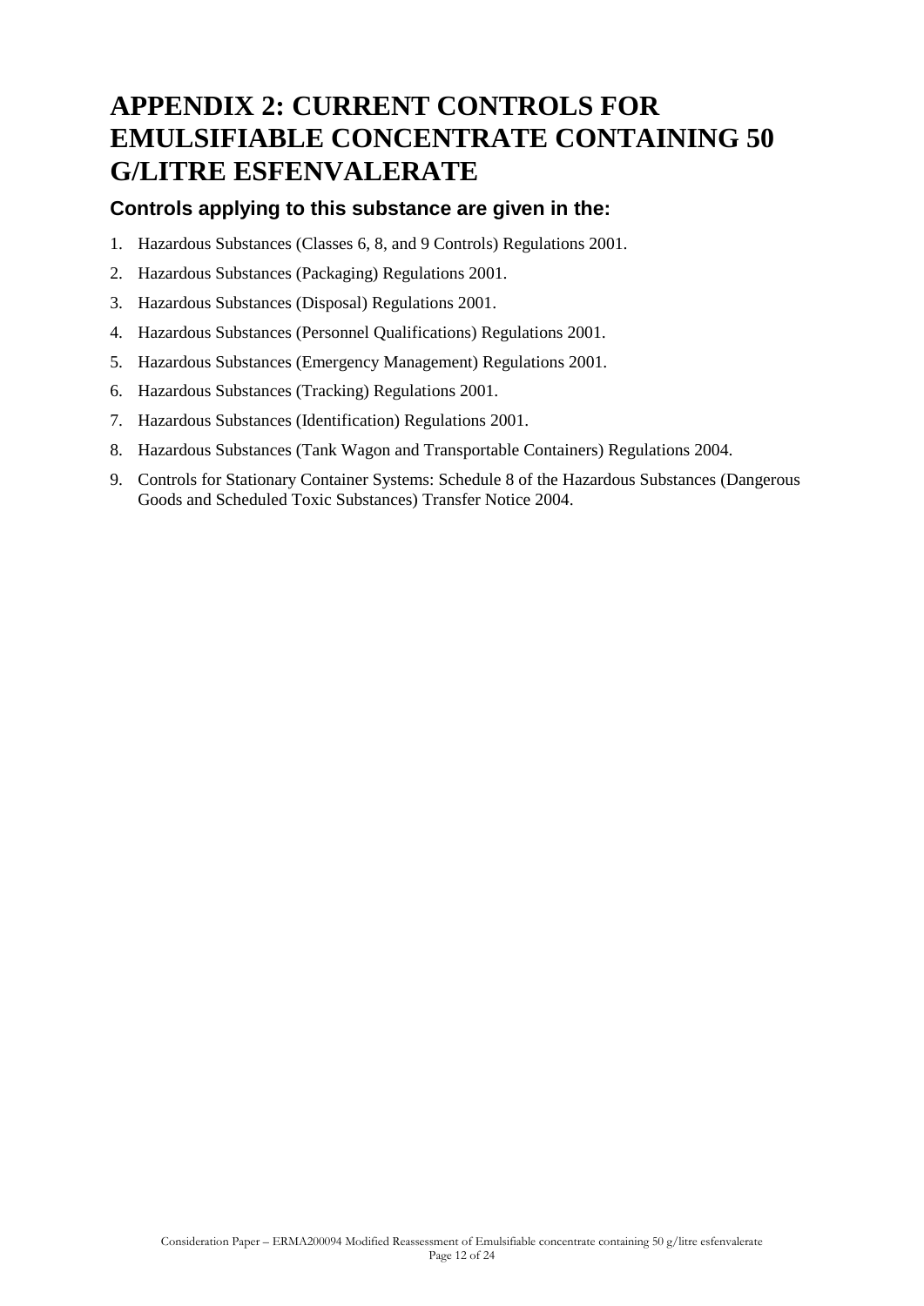# APPENDIX 2: CURRENT CONTROLS FOR EMULSIFIABLE CONCENTRATE CONTAINING 50 G/LITRE ESFENVALERATE

## Controls applying to this substance are given in the:

1. Hazardous Substances (Classes 6, 8, and 9 Controls) Regulations 2001.
2. Hazardous Substances (Packaging) Regulations 2001.
3. Hazardous Substances (Disposal) Regulations 2001.
4. Hazardous Substances (Personnel Qualifications) Regulations 2001.
5. Hazardous Substances (Emergency Management) Regulations 2001.
6. Hazardous Substances (Tracking) Regulations 2001.
7. Hazardous Substances (Identification) Regulations 2001.
8. Hazardous Substances (Tank Wagon and Transportable Containers) Regulations 2004.
9. Controls for Stationary Container Systems: Schedule 8 of the Hazardous Substances (Dangerous Goods and Scheduled Toxic Substances) Transfer Notice 2004.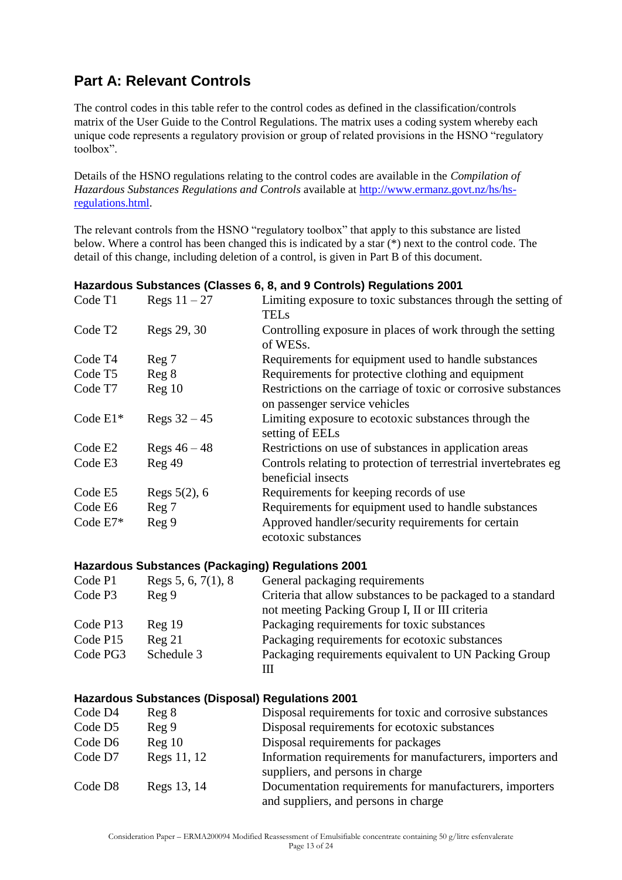## Part A: Relevant Controls

The control codes in this table refer to the control codes as defined in the classification/controls matrix of the User Guide to the Control Regulations. The matrix uses a coding system whereby each unique code represents a regulatory provision or group of related provisions in the HSNO "regulatory toolbox".

Details of the HSNO regulations relating to the control codes are available in the *Compilation of Hazardous Substances Regulations and Controls* available at [http://www.ermanz.govt.nz/hs/hs-regulations.html](http://www.ermanz.govt.nz/hs/hs-regulations.html).

The relevant controls from the HSNO "regulatory toolbox" that apply to this substance are listed below. Where a control has been changed this is indicated by a star (*) next to the control code. The detail of this change, including deletion of a control, is given in Part B of this document.

### Hazardous Substances (Classes 6, 8, and 9 Controls) Regulations 2001

| Code | Regulations | Description |
|---|---|---|
| Code T1 | Regs 11 – 27 | Limiting exposure to toxic substances through the setting of TELs |
| Code T2 | Regs 29, 30 | Controlling exposure in places of work through the setting of WESs. |
| Code T4 | Reg 7 | Requirements for equipment used to handle substances |
| Code T5 | Reg 8 | Requirements for protective clothing and equipment |
| Code T7 | Reg 10 | Restrictions on the carriage of toxic or corrosive substances on passenger service vehicles |
| Code E1* | Regs 32 – 45 | Limiting exposure to ecotoxic substances through the setting of EELs |
| Code E2 | Regs 46 – 48 | Restrictions on use of substances in application areas |
| Code E3 | Reg 49 | Controls relating to protection of terrestrial invertebrates eg beneficial insects |
| Code E5 | Regs 5(2), 6 | Requirements for keeping records of use |
| Code E6 | Reg 7 | Requirements for equipment used to handle substances |
| Code E7* | Reg 9 | Approved handler/security requirements for certain ecotoxic substances |

### Hazardous Substances (Packaging) Regulations 2001

| Code | Regulations | Description |
|---|---|---|
| Code P1 | Regs 5, 6, 7(1), 8 | General packaging requirements |
| Code P3 | Reg 9 | Criteria that allow substances to be packaged to a standard not meeting Packing Group I, II or III criteria |
| Code P13 | Reg 19 | Packaging requirements for toxic substances |
| Code P15 | Reg 21 | Packaging requirements for ecotoxic substances |
| Code PG3 | Schedule 3 | Packaging requirements equivalent to UN Packing Group III |

### Hazardous Substances (Disposal) Regulations 2001

| Code | Regulations | Description |
|---|---|---|
| Code D4 | Reg 8 | Disposal requirements for toxic and corrosive substances |
| Code D5 | Reg 9 | Disposal requirements for ecotoxic substances |
| Code D6 | Reg 10 | Disposal requirements for packages |
| Code D7 | Regs 11, 12 | Information requirements for manufacturers, importers and suppliers, and persons in charge |
| Code D8 | Regs 13, 14 | Documentation requirements for manufacturers, importers and suppliers, and persons in charge |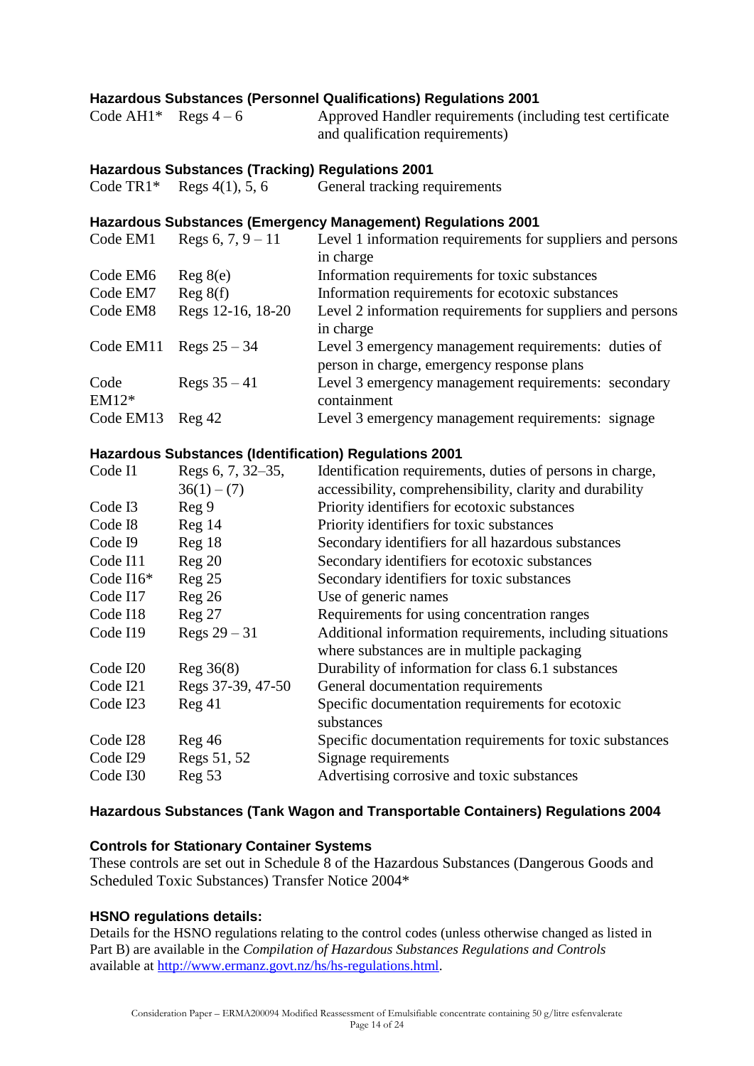### Hazardous Substances (Personnel Qualifications) Regulations 2001

| | | |
|---|---|---|
| Code AH1* | Regs 4 – 6 | Approved Handler requirements (including test certificate and qualification requirements) |

### Hazardous Substances (Tracking) Regulations 2001

| | | |
|---|---|---|
| Code TR1* | Regs 4(1), 5, 6 | General tracking requirements |

### Hazardous Substances (Emergency Management) Regulations 2001

| | | |
|---|---|---|
| Code EM1 | Regs 6, 7, 9 – 11 | Level 1 information requirements for suppliers and persons in charge |
| Code EM6 | Reg 8(e) | Information requirements for toxic substances |
| Code EM7 | Reg 8(f) | Information requirements for ecotoxic substances |
| Code EM8 | Regs 12-16, 18-20 | Level 2 information requirements for suppliers and persons in charge |
| Code EM11 | Regs 25 – 34 | Level 3 emergency management requirements: duties of person in charge, emergency response plans |
| Code EM12* | Regs 35 – 41 | Level 3 emergency management requirements: secondary containment |
| Code EM13 | Reg 42 | Level 3 emergency management requirements: signage |

### Hazardous Substances (Identification) Regulations 2001

| | | |
|---|---|---|
| Code I1 | Regs 6, 7, 32–35, 36(1) – (7) | Identification requirements, duties of persons in charge, accessibility, comprehensibility, clarity and durability |
| Code I3 | Reg 9 | Priority identifiers for ecotoxic substances |
| Code I8 | Reg 14 | Priority identifiers for toxic substances |
| Code I9 | Reg 18 | Secondary identifiers for all hazardous substances |
| Code I11 | Reg 20 | Secondary identifiers for ecotoxic substances |
| Code I16* | Reg 25 | Secondary identifiers for toxic substances |
| Code I17 | Reg 26 | Use of generic names |
| Code I18 | Reg 27 | Requirements for using concentration ranges |
| Code I19 | Regs 29 – 31 | Additional information requirements, including situations where substances are in multiple packaging |
| Code I20 | Reg 36(8) | Durability of information for class 6.1 substances |
| Code I21 | Regs 37-39, 47-50 | General documentation requirements |
| Code I23 | Reg 41 | Specific documentation requirements for ecotoxic substances |
| Code I28 | Reg 46 | Specific documentation requirements for toxic substances |
| Code I29 | Regs 51, 52 | Signage requirements |
| Code I30 | Reg 53 | Advertising corrosive and toxic substances |

### Hazardous Substances (Tank Wagon and Transportable Containers) Regulations 2004

### Controls for Stationary Container Systems

These controls are set out in Schedule 8 of the Hazardous Substances (Dangerous Goods and Scheduled Toxic Substances) Transfer Notice 2004*

### HSNO regulations details:

Details for the HSNO regulations relating to the control codes (unless otherwise changed as listed in Part B) are available in the *Compilation of Hazardous Substances Regulations and Controls* available at http://www.ermanz.govt.nz/hs/hs-regulations.html.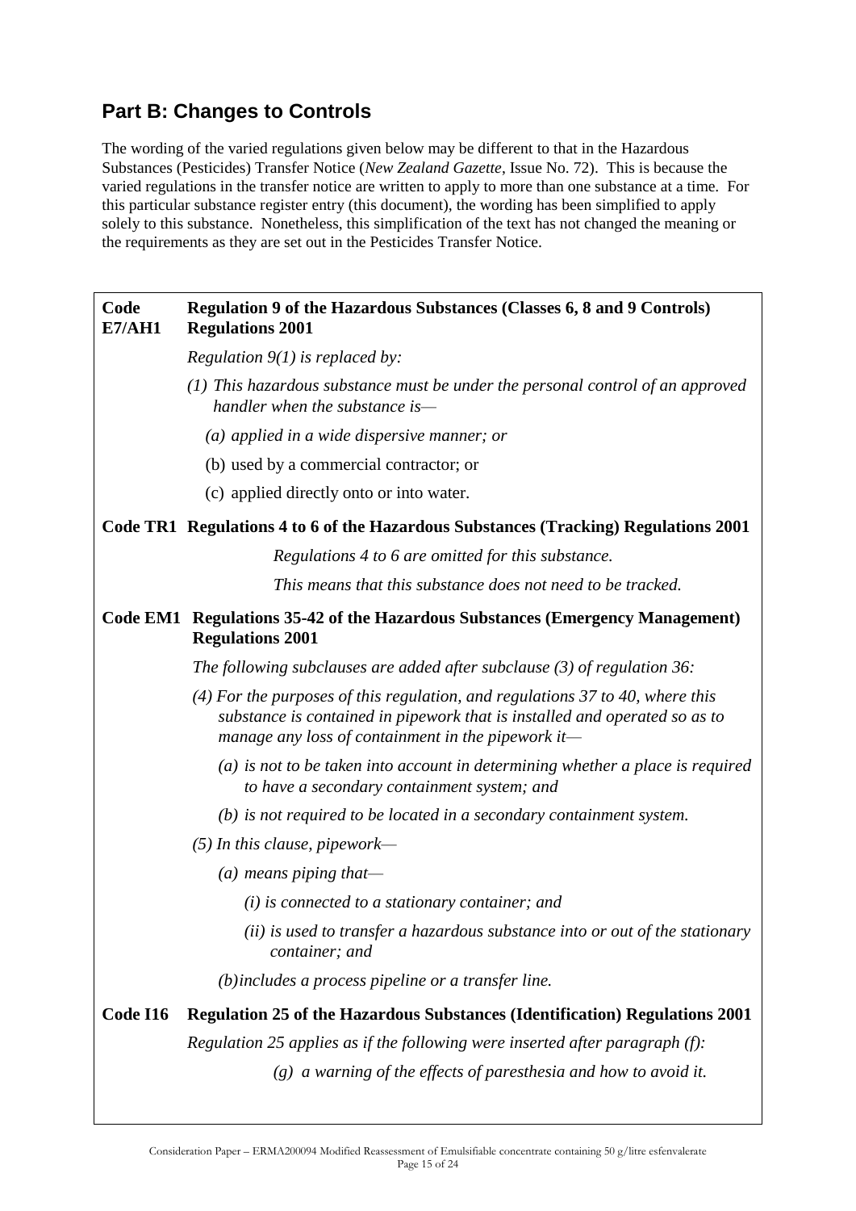## Part B: Changes to Controls

The wording of the varied regulations given below may be different to that in the Hazardous Substances (Pesticides) Transfer Notice (*New Zealand Gazette*, Issue No. 72). This is because the varied regulations in the transfer notice are written to apply to more than one substance at a time. For this particular substance register entry (this document), the wording has been simplified to apply solely to this substance. Nonetheless, this simplification of the text has not changed the meaning or the requirements as they are set out in the Pesticides Transfer Notice.

**Code E7/AH1** **Regulation 9 of the Hazardous Substances (Classes 6, 8 and 9 Controls) Regulations 2001**

*Regulation 9(1) is replaced by:*

*(1) This hazardous substance must be under the personal control of an approved handler when the substance is—*

*(a) applied in a wide dispersive manner; or*

(b) used by a commercial contractor; or

(c) applied directly onto or into water.

**Code TR1** **Regulations 4 to 6 of the Hazardous Substances (Tracking) Regulations 2001**

*Regulations 4 to 6 are omitted for this substance.*

*This means that this substance does not need to be tracked.*

**Code EM1** **Regulations 35-42 of the Hazardous Substances (Emergency Management) Regulations 2001**

*The following subclauses are added after subclause (3) of regulation 36:*

*(4) For the purposes of this regulation, and regulations 37 to 40, where this substance is contained in pipework that is installed and operated so as to manage any loss of containment in the pipework it—*

*(a) is not to be taken into account in determining whether a place is required to have a secondary containment system; and*

*(b) is not required to be located in a secondary containment system.*

*(5) In this clause, pipework—*

*(a) means piping that—*

*(i) is connected to a stationary container; and*

*(ii) is used to transfer a hazardous substance into or out of the stationary container; and*

*(b) includes a process pipeline or a transfer line.*

**Code I16** **Regulation 25 of the Hazardous Substances (Identification) Regulations 2001**

*Regulation 25 applies as if the following were inserted after paragraph (f):*

*(g) a warning of the effects of paresthesia and how to avoid it.*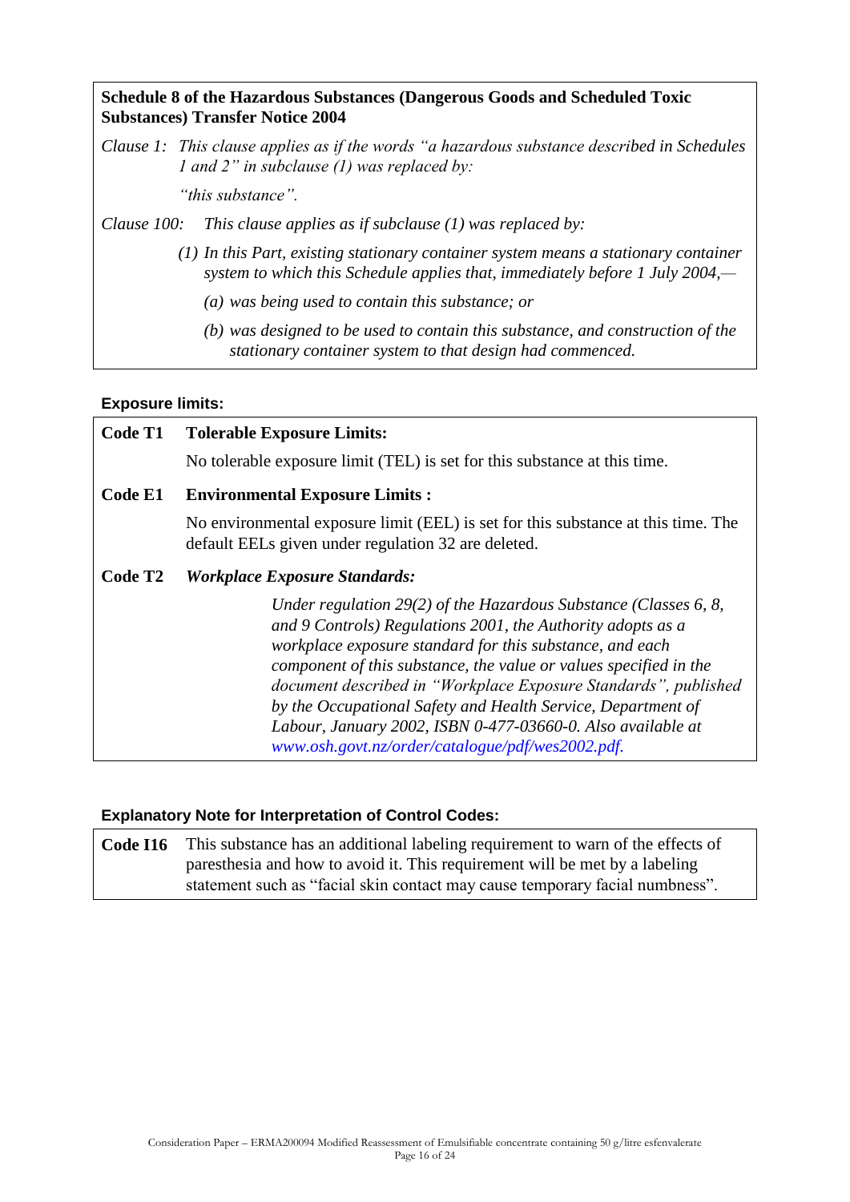**Schedule 8 of the Hazardous Substances (Dangerous Goods and Scheduled Toxic Substances) Transfer Notice 2004**

*Clause 1: This clause applies as if the words "a hazardous substance described in Schedules 1 and 2" in subclause (1) was replaced by:*

*"this substance".*

*Clause 100: This clause applies as if subclause (1) was replaced by:*

*(1) In this Part, existing stationary container system means a stationary container system to which this Schedule applies that, immediately before 1 July 2004,—*

*(a) was being used to contain this substance; or*

*(b) was designed to be used to contain this substance, and construction of the stationary container system to that design had commenced.*

**Exposure limits:**

**Code T1 Tolerable Exposure Limits:**

No tolerable exposure limit (TEL) is set for this substance at this time.

**Code E1 Environmental Exposure Limits :**

No environmental exposure limit (EEL) is set for this substance at this time. The default EELs given under regulation 32 are deleted.

***Code T2 Workplace Exposure Standards:***

*Under regulation 29(2) of the Hazardous Substance (Classes 6, 8, and 9 Controls) Regulations 2001, the Authority adopts as a workplace exposure standard for this substance, and each component of this substance, the value or values specified in the document described in "Workplace Exposure Standards", published by the Occupational Safety and Health Service, Department of Labour, January 2002, ISBN 0-477-03660-0. Also available at www.osh.govt.nz/order/catalogue/pdf/wes2002.pdf.*

**Explanatory Note for Interpretation of Control Codes:**

**Code I16** This substance has an additional labeling requirement to warn of the effects of paresthesia and how to avoid it. This requirement will be met by a labeling statement such as "facial skin contact may cause temporary facial numbness".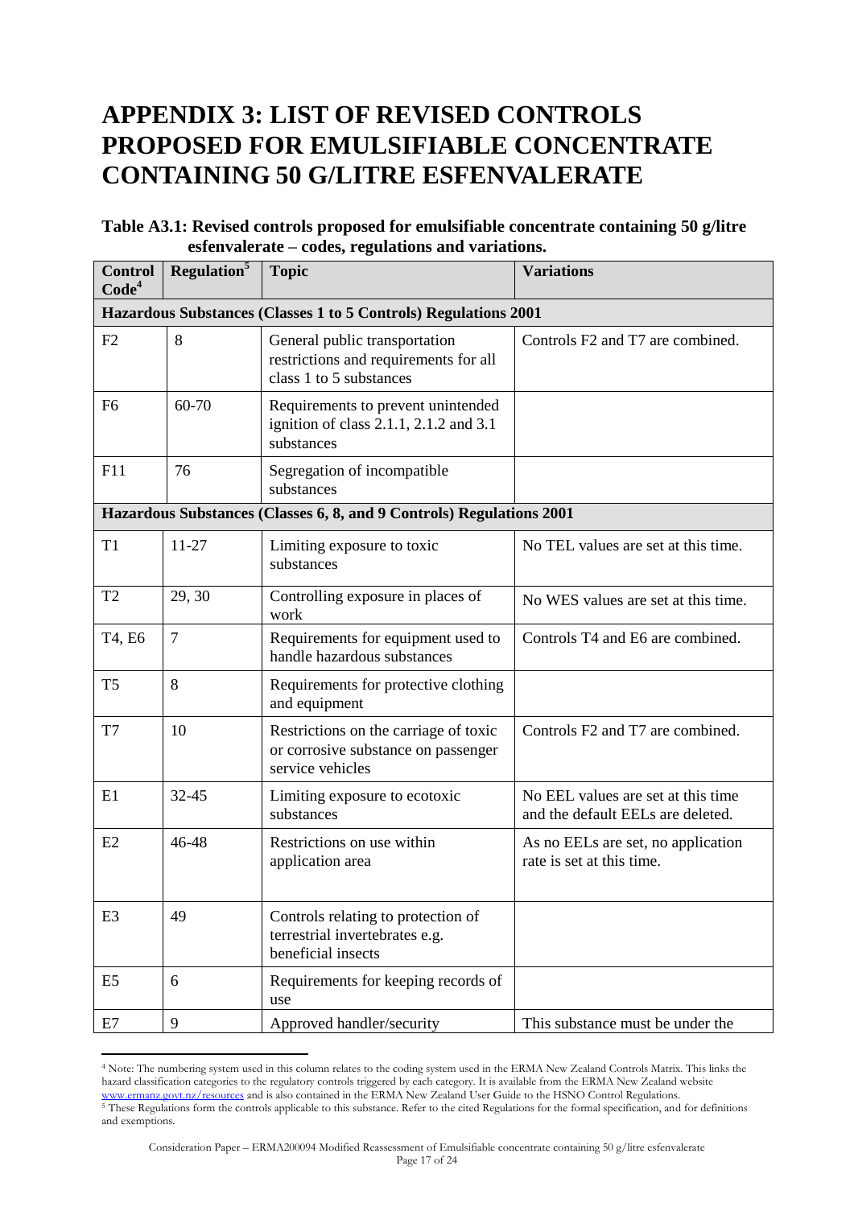# APPENDIX 3: LIST OF REVISED CONTROLS PROPOSED FOR EMULSIFIABLE CONCENTRATE CONTAINING 50 G/LITRE ESFENVALERATE

**Table A3.1: Revised controls proposed for emulsifiable concentrate containing 50 g/litre esfenvalerate – codes, regulations and variations.**

| Control Code[4] | Regulation[5] | Topic | Variations |
|---|---|---|---|
| **Hazardous Substances (Classes 1 to 5 Controls) Regulations 2001** | | | |
| F2 | 8 | General public transportation restrictions and requirements for all class 1 to 5 substances | Controls F2 and T7 are combined. |
| F6 | 60-70 | Requirements to prevent unintended ignition of class 2.1.1, 2.1.2 and 3.1 substances | |
| F11 | 76 | Segregation of incompatible substances | |
| **Hazardous Substances (Classes 6, 8, and 9 Controls) Regulations 2001** | | | |
| T1 | 11-27 | Limiting exposure to toxic substances | No TEL values are set at this time. |
| T2 | 29, 30 | Controlling exposure in places of work | No WES values are set at this time. |
| T4, E6 | 7 | Requirements for equipment used to handle hazardous substances | Controls T4 and E6 are combined. |
| T5 | 8 | Requirements for protective clothing and equipment | |
| T7 | 10 | Restrictions on the carriage of toxic or corrosive substance on passenger service vehicles | Controls F2 and T7 are combined. |
| E1 | 32-45 | Limiting exposure to ecotoxic substances | No EEL values are set at this time and the default EELs are deleted. |
| E2 | 46-48 | Restrictions on use within application area | As no EELs are set, no application rate is set at this time. |
| E3 | 49 | Controls relating to protection of terrestrial invertebrates e.g. beneficial insects | |
| E5 | 6 | Requirements for keeping records of use | |
| E7 | 9 | Approved handler/security | This substance must be under the |

[4] Note: The numbering system used in this column relates to the coding system used in the ERMA New Zealand Controls Matrix. This links the hazard classification categories to the regulatory controls triggered by each category. It is available from the ERMA New Zealand website www.ermanz.govt.nz/resources and is also contained in the ERMA New Zealand User Guide to the HSNO Control Regulations.

[5] These Regulations form the controls applicable to this substance. Refer to the cited Regulations for the formal specification, and for definitions and exemptions.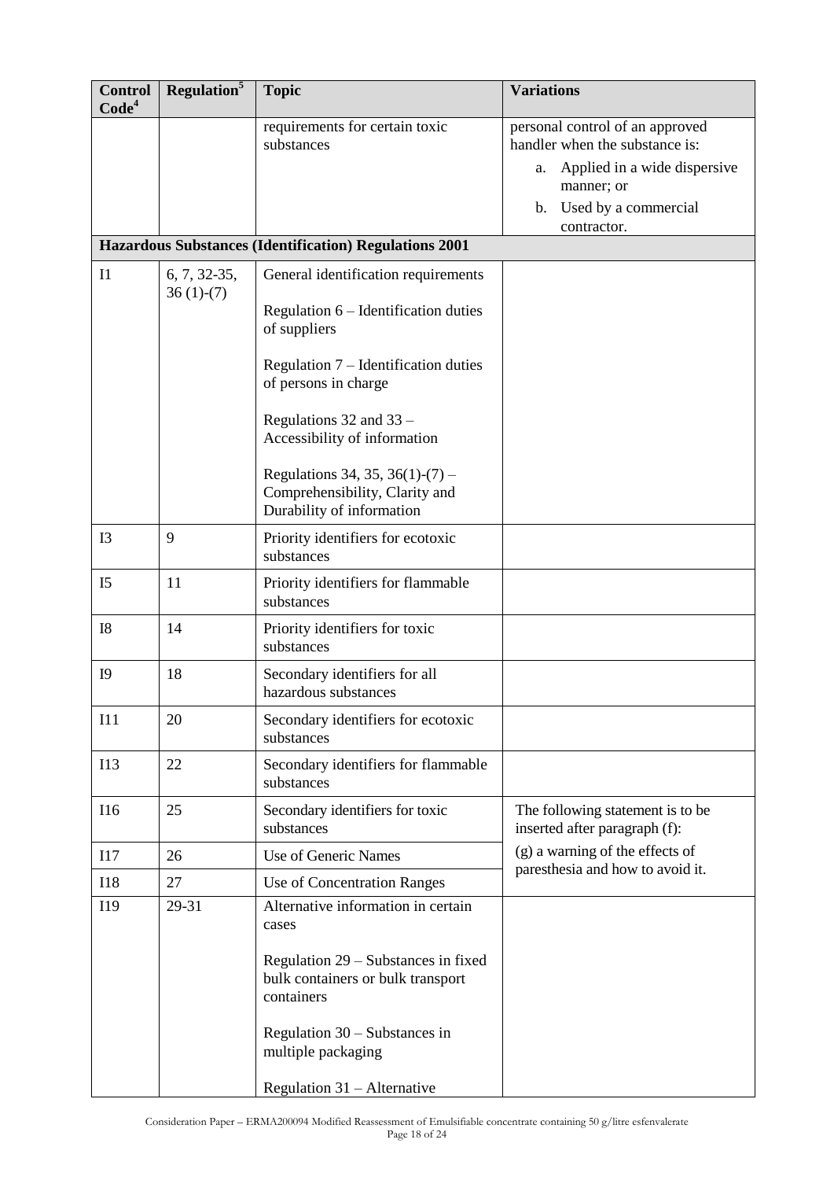| Control Code[4] | Regulation[5] | Topic | Variations |
|---|---|---|---|
| | | requirements for certain toxic substances | personal control of an approved handler when the substance is:<br>a. Applied in a wide dispersive manner; or<br>b. Used by a commercial contractor. |
| **Hazardous Substances (Identification) Regulations 2001** | | | |
| I1 | 6, 7, 32-35, 36 (1)-(7) | General identification requirements<br><br>Regulation 6 – Identification duties of suppliers<br><br>Regulation 7 – Identification duties of persons in charge<br><br>Regulations 32 and 33 – Accessibility of information<br><br>Regulations 34, 35, 36(1)-(7) – Comprehensibility, Clarity and Durability of information | |
| I3 | 9 | Priority identifiers for ecotoxic substances | |
| I5 | 11 | Priority identifiers for flammable substances | |
| I8 | 14 | Priority identifiers for toxic substances | |
| I9 | 18 | Secondary identifiers for all hazardous substances | |
| I11 | 20 | Secondary identifiers for ecotoxic substances | |
| I13 | 22 | Secondary identifiers for flammable substances | |
| I16 | 25 | Secondary identifiers for toxic substances | The following statement is to be inserted after paragraph (f):<br>(g) a warning of the effects of paresthesia and how to avoid it. |
| I17 | 26 | Use of Generic Names | |
| I18 | 27 | Use of Concentration Ranges | |
| I19 | 29-31 | Alternative information in certain cases<br><br>Regulation 29 – Substances in fixed bulk containers or bulk transport containers<br><br>Regulation 30 – Substances in multiple packaging<br><br>Regulation 31 – Alternative | |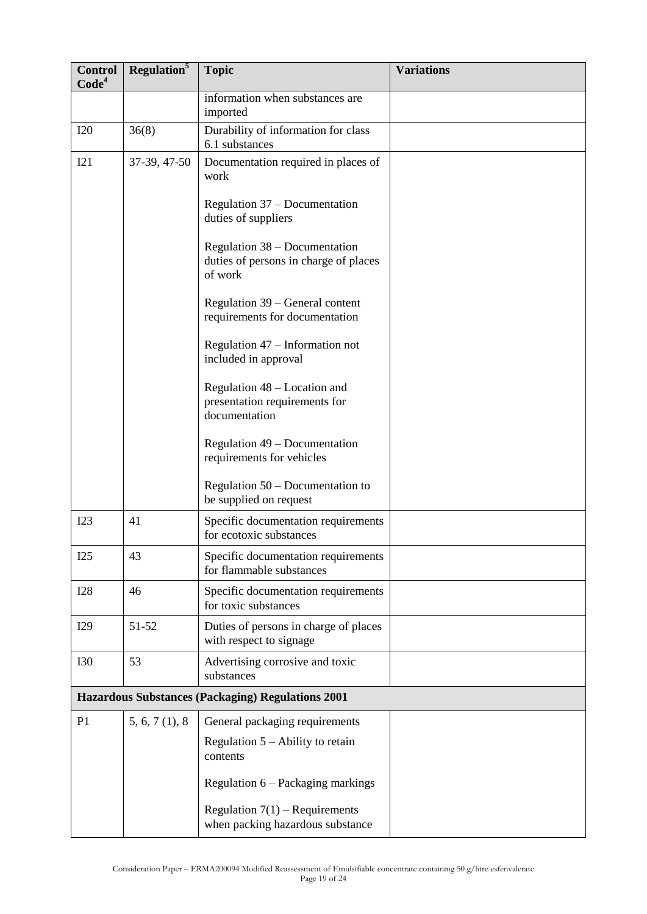| Control Code[4] | Regulation[5] | Topic | Variations |
|---|---|---|---|
| | | information when substances are imported | |
| I20 | 36(8) | Durability of information for class 6.1 substances | |
| I21 | 37-39, 47-50 | Documentation required in places of work<br><br>Regulation 37 – Documentation duties of suppliers<br><br>Regulation 38 – Documentation duties of persons in charge of places of work<br><br>Regulation 39 – General content requirements for documentation<br><br>Regulation 47 – Information not included in approval<br><br>Regulation 48 – Location and presentation requirements for documentation<br><br>Regulation 49 – Documentation requirements for vehicles<br><br>Regulation 50 – Documentation to be supplied on request | |
| I23 | 41 | Specific documentation requirements for ecotoxic substances | |
| I25 | 43 | Specific documentation requirements for flammable substances | |
| I28 | 46 | Specific documentation requirements for toxic substances | |
| I29 | 51-52 | Duties of persons in charge of places with respect to signage | |
| I30 | 53 | Advertising corrosive and toxic substances | |
| **Hazardous Substances (Packaging) Regulations 2001** | | | |
| P1 | 5, 6, 7 (1), 8 | General packaging requirements<br><br>Regulation 5 – Ability to retain contents<br><br>Regulation 6 – Packaging markings<br><br>Regulation 7(1) – Requirements when packing hazardous substance | |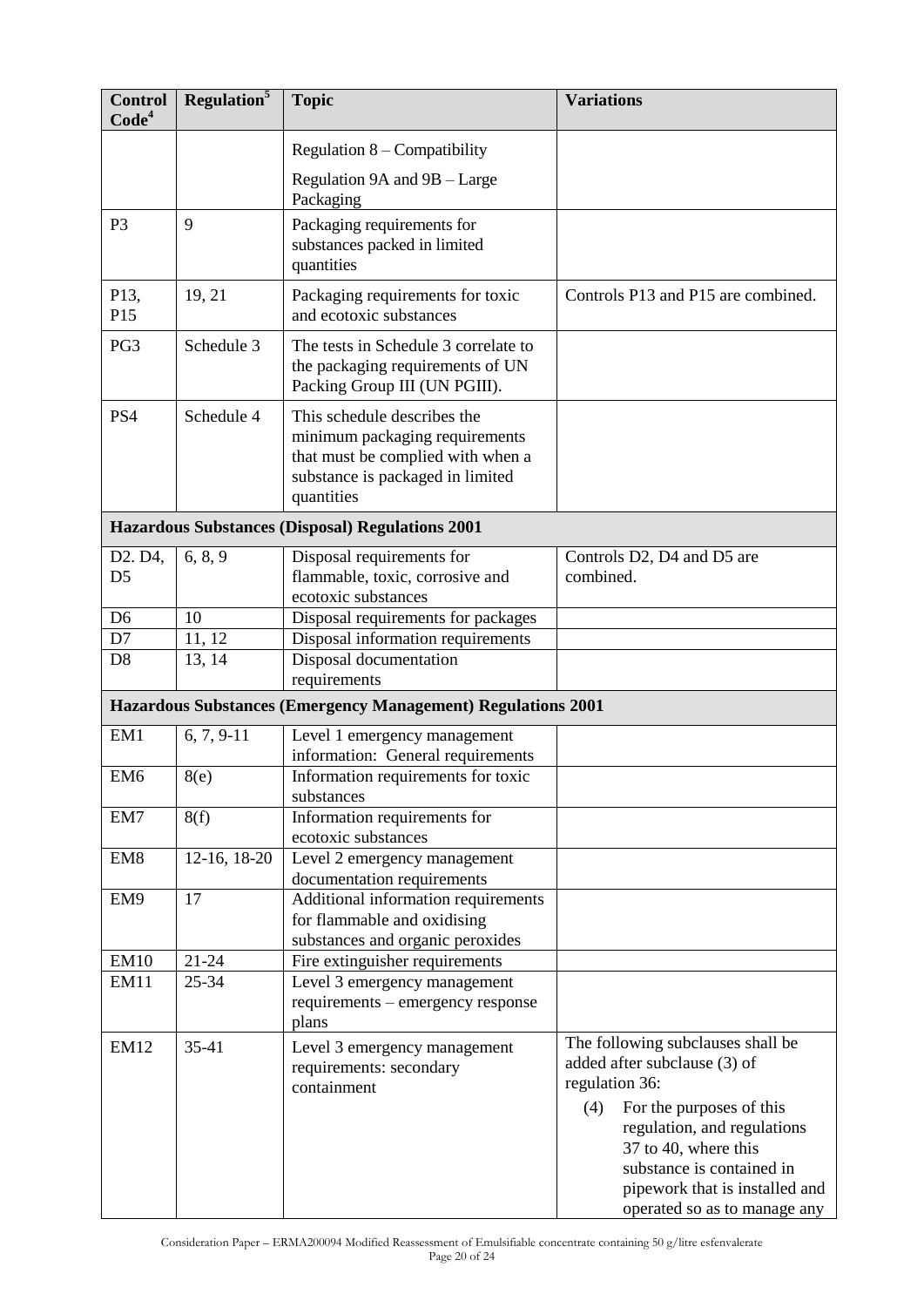| Control Code[4] | Regulation[5] | Topic | Variations |
|---|---|---|---|
| | | Regulation 8 – Compatibility<br>Regulation 9A and 9B – Large Packaging | |
| P3 | 9 | Packaging requirements for substances packed in limited quantities | |
| P13, P15 | 19, 21 | Packaging requirements for toxic and ecotoxic substances | Controls P13 and P15 are combined. |
| PG3 | Schedule 3 | The tests in Schedule 3 correlate to the packaging requirements of UN Packing Group III (UN PGIII). | |
| PS4 | Schedule 4 | This schedule describes the minimum packaging requirements that must be complied with when a substance is packaged in limited quantities | |
| **Hazardous Substances (Disposal) Regulations 2001** | | | |
| D2. D4, D5 | 6, 8, 9 | Disposal requirements for flammable, toxic, corrosive and ecotoxic substances | Controls D2, D4 and D5 are combined. |
| D6 | 10 | Disposal requirements for packages | |
| D7 | 11, 12 | Disposal information requirements | |
| D8 | 13, 14 | Disposal documentation requirements | |
| **Hazardous Substances (Emergency Management) Regulations 2001** | | | |
| EM1 | 6, 7, 9-11 | Level 1 emergency management information: General requirements | |
| EM6 | 8(e) | Information requirements for toxic substances | |
| EM7 | 8(f) | Information requirements for ecotoxic substances | |
| EM8 | 12-16, 18-20 | Level 2 emergency management documentation requirements | |
| EM9 | 17 | Additional information requirements for flammable and oxidising substances and organic peroxides | |
| EM10 | 21-24 | Fire extinguisher requirements | |
| EM11 | 25-34 | Level 3 emergency management requirements – emergency response plans | |
| EM12 | 35-41 | Level 3 emergency management requirements: secondary containment | The following subclauses shall be added after subclause (3) of regulation 36:<br>(4) For the purposes of this regulation, and regulations 37 to 40, where this substance is contained in pipework that is installed and operated so as to manage any |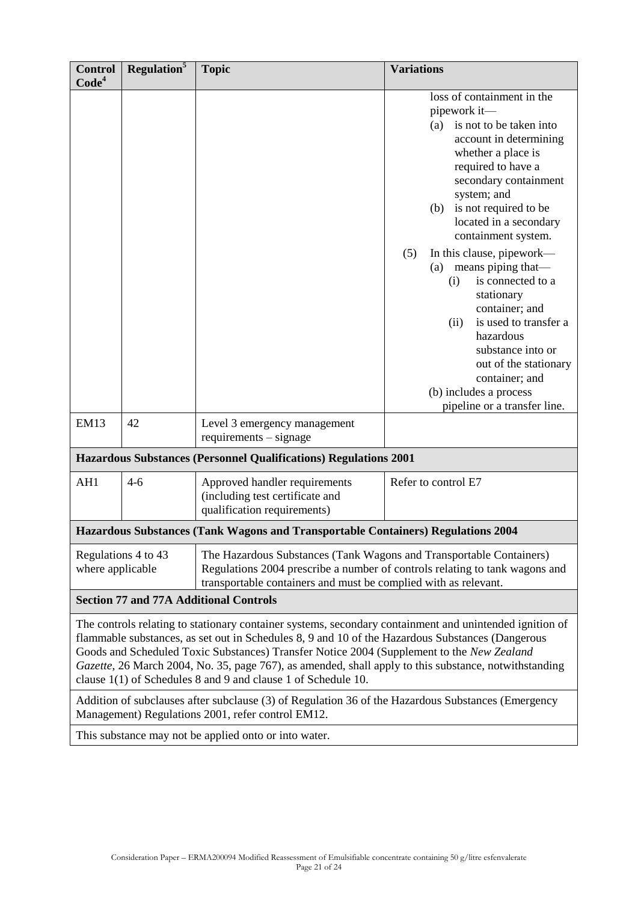| Control Code[4] | Regulation[5] | Topic | Variations |
|---|---|---|---|
| | | | loss of containment in the pipework it— (a) is not to be taken into account in determining whether a place is required to have a secondary containment system; and (b) is not required to be located in a secondary containment system. (5) In this clause, pipework— (a) means piping that— (i) is connected to a stationary container; and (ii) is used to transfer a hazardous substance into or out of the stationary container; and (b) includes a process pipeline or a transfer line. |
| EM13 | 42 | Level 3 emergency management requirements – signage | |
| **Hazardous Substances (Personnel Qualifications) Regulations 2001** | | | |
| AH1 | 4-6 | Approved handler requirements (including test certificate and qualification requirements) | Refer to control E7 |
| **Hazardous Substances (Tank Wagons and Transportable Containers) Regulations 2004** | | | |
| Regulations 4 to 43 where applicable | | The Hazardous Substances (Tank Wagons and Transportable Containers) Regulations 2004 prescribe a number of controls relating to tank wagons and transportable containers and must be complied with as relevant. | |
| **Section 77 and 77A Additional Controls** | | | |
| The controls relating to stationary container systems, secondary containment and unintended ignition of flammable substances, as set out in Schedules 8, 9 and 10 of the Hazardous Substances (Dangerous Goods and Scheduled Toxic Substances) Transfer Notice 2004 (Supplement to the *New Zealand Gazette*, 26 March 2004, No. 35, page 767), as amended, shall apply to this substance, notwithstanding clause 1(1) of Schedules 8 and 9 and clause 1 of Schedule 10. | | | |
| Addition of subclauses after subclause (3) of Regulation 36 of the Hazardous Substances (Emergency Management) Regulations 2001, refer control EM12. | | | |
| This substance may not be applied onto or into water. | | | |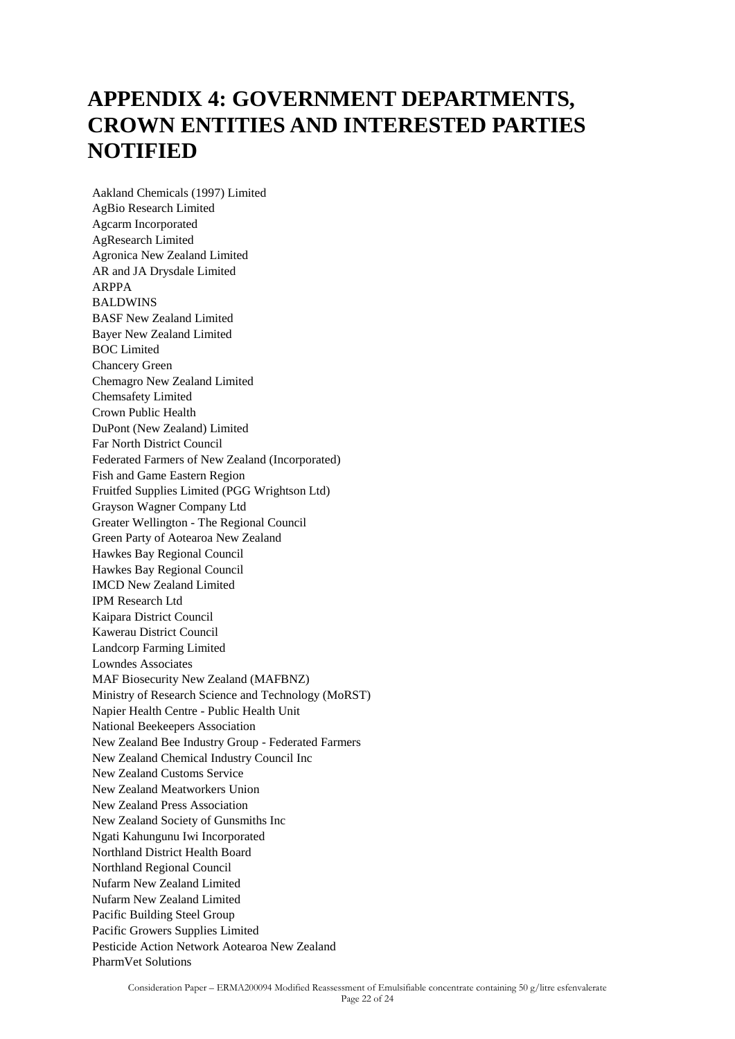# APPENDIX 4: GOVERNMENT DEPARTMENTS, CROWN ENTITIES AND INTERESTED PARTIES NOTIFIED

Aakland Chemicals (1997) Limited
AgBio Research Limited
Agcarm Incorporated
AgResearch Limited
Agronica New Zealand Limited
AR and JA Drysdale Limited
ARPPA
BALDWINS
BASF New Zealand Limited
Bayer New Zealand Limited
BOC Limited
Chancery Green
Chemagro New Zealand Limited
Chemsafety Limited
Crown Public Health
DuPont (New Zealand) Limited
Far North District Council
Federated Farmers of New Zealand (Incorporated)
Fish and Game Eastern Region
Fruitfed Supplies Limited (PGG Wrightson Ltd)
Grayson Wagner Company Ltd
Greater Wellington - The Regional Council
Green Party of Aotearoa New Zealand
Hawkes Bay Regional Council
Hawkes Bay Regional Council
IMCD New Zealand Limited
IPM Research Ltd
Kaipara District Council
Kawerau District Council
Landcorp Farming Limited
Lowndes Associates
MAF Biosecurity New Zealand (MAFBNZ)
Ministry of Research Science and Technology (MoRST)
Napier Health Centre - Public Health Unit
National Beekeepers Association
New Zealand Bee Industry Group - Federated Farmers
New Zealand Chemical Industry Council Inc
New Zealand Customs Service
New Zealand Meatworkers Union
New Zealand Press Association
New Zealand Society of Gunsmiths Inc
Ngati Kahungunu Iwi Incorporated
Northland District Health Board
Northland Regional Council
Nufarm New Zealand Limited
Nufarm New Zealand Limited
Pacific Building Steel Group
Pacific Growers Supplies Limited
Pesticide Action Network Aotearoa New Zealand
PharmVet Solutions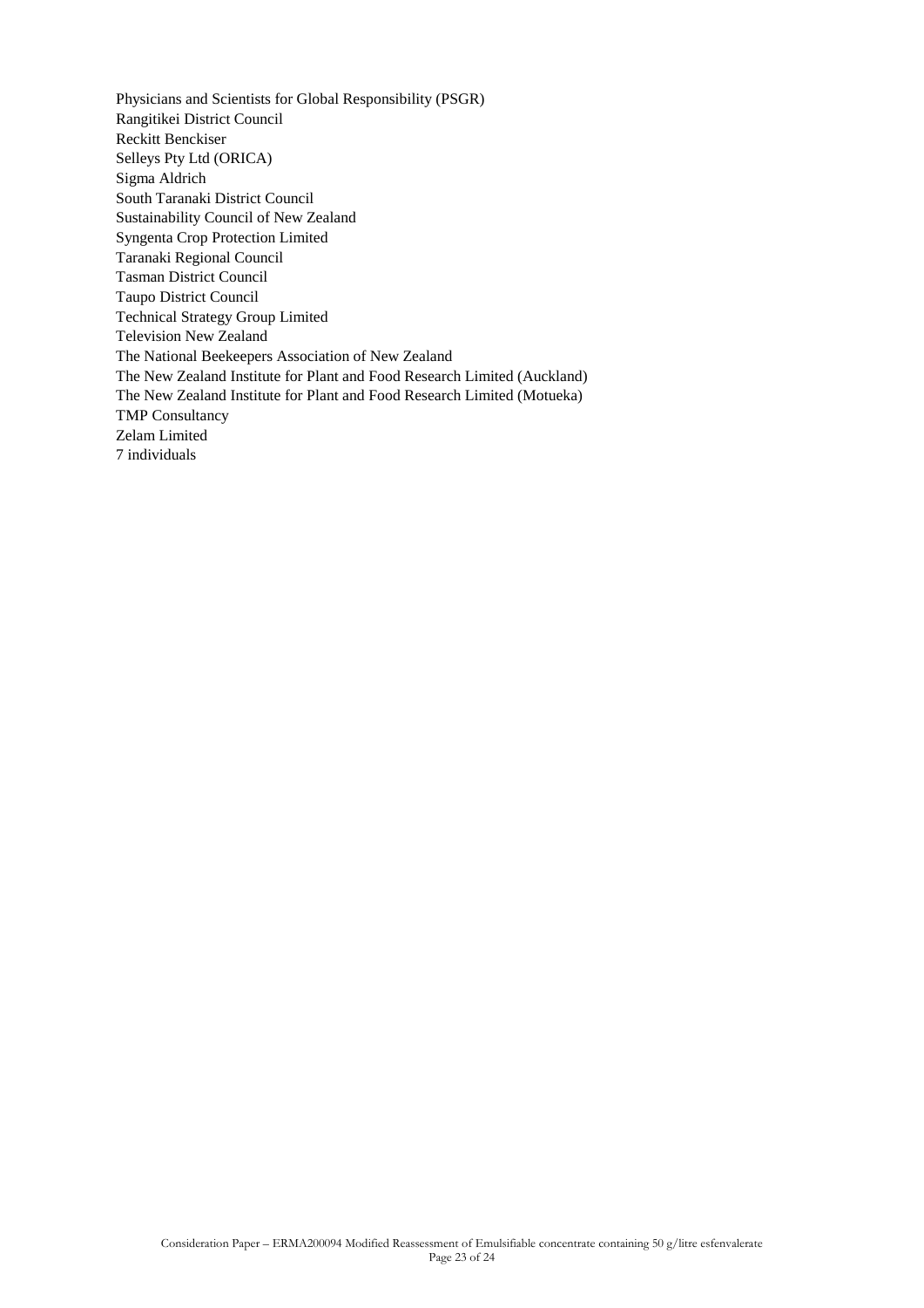Physicians and Scientists for Global Responsibility (PSGR)
Rangitikei District Council
Reckitt Benckiser
Selleys Pty Ltd (ORICA)
Sigma Aldrich
South Taranaki District Council
Sustainability Council of New Zealand
Syngenta Crop Protection Limited
Taranaki Regional Council
Tasman District Council
Taupo District Council
Technical Strategy Group Limited
Television New Zealand
The National Beekeepers Association of New Zealand
The New Zealand Institute for Plant and Food Research Limited (Auckland)
The New Zealand Institute for Plant and Food Research Limited (Motueka)
TMP Consultancy
Zelam Limited
7 individuals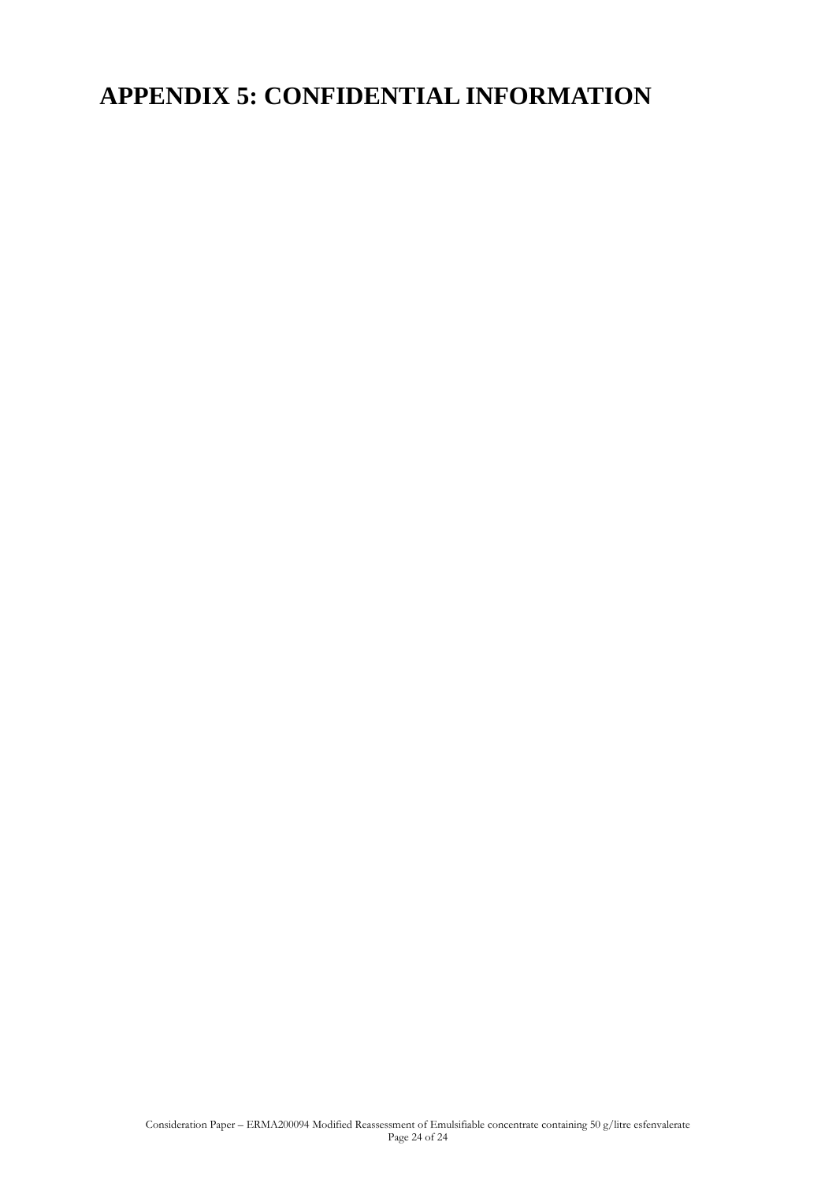# APPENDIX 5: CONFIDENTIAL INFORMATION